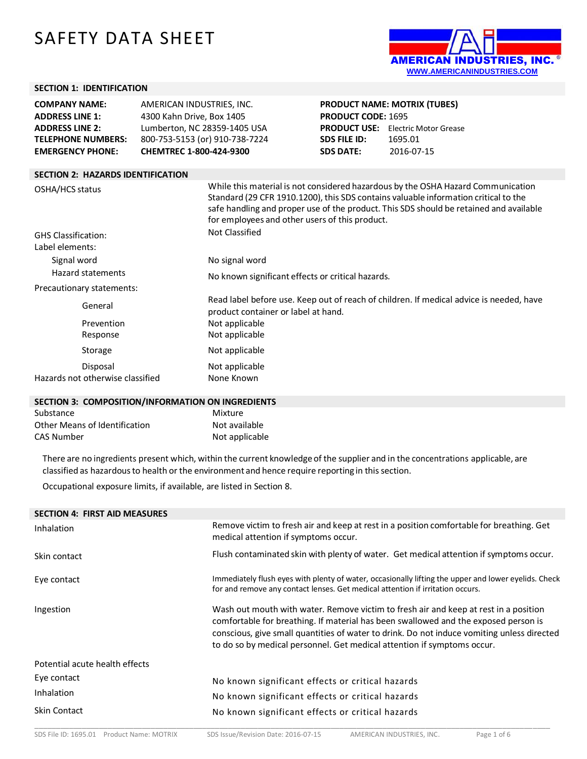# SAFETY DATA SHEET

AMERICAN INDUSTRIES, INC.®
WWW.AMERICANINDUSTRIES.COM

## SECTION 1: IDENTIFICATION

| | | | |
|---|---|---|---|
| **COMPANY NAME:** | AMERICAN INDUSTRIES, INC. | **PRODUCT NAME:** | **MOTRIX (TUBES)** |
| **ADDRESS LINE 1:** | 4300 Kahn Drive, Box 1405 | **PRODUCT CODE:** | 1695 |
| **ADDRESS LINE 2:** | Lumberton, NC 28359-1405 USA | **PRODUCT USE:** | Electric Motor Grease |
| **TELEPHONE NUMBERS:** | 800-753-5153 (or) 910-738-7224 | **SDS FILE ID:** | 1695.01 |
| **EMERGENCY PHONE:** | **CHEMTREC 1-800-424-9300** | **SDS DATE:** | 2016-07-15 |

## SECTION 2: HAZARDS IDENTIFICATION

| | |
|---|---|
| OSHA/HCS status | While this material is not considered hazardous by the OSHA Hazard Communication Standard (29 CFR 1910.1200), this SDS contains valuable information critical to the safe handling and proper use of the product. This SDS should be retained and available for employees and other users of this product. |
| GHS Classification: | Not Classified |
| Label elements: | |
| Signal word | No signal word |
| Hazard statements | No known significant effects or critical hazards. |
| Precautionary statements: | |
| General | Read label before use. Keep out of reach of children. If medical advice is needed, have product container or label at hand. |
| Prevention | Not applicable |
| Response | Not applicable |
| Storage | Not applicable |
| Disposal | Not applicable |
| Hazards not otherwise classified | None Known |

## SECTION 3: COMPOSITION/INFORMATION ON INGREDIENTS

| | |
|---|---|
| Substance | Mixture |
| Other Means of Identification | Not available |
| CAS Number | Not applicable |

There are no ingredients present which, within the current knowledge of the supplier and in the concentrations applicable, are classified as hazardous to health or the environment and hence require reporting in this section.

Occupational exposure limits, if available, are listed in Section 8.

## SECTION 4: FIRST AID MEASURES

| | |
|---|---|
| Inhalation | Remove victim to fresh air and keep at rest in a position comfortable for breathing. Get medical attention if symptoms occur. |
| Skin contact | Flush contaminated skin with plenty of water. Get medical attention if symptoms occur. |
| Eye contact | Immediately flush eyes with plenty of water, occasionally lifting the upper and lower eyelids. Check for and remove any contact lenses. Get medical attention if irritation occurs. |
| Ingestion | Wash out mouth with water. Remove victim to fresh air and keep at rest in a position comfortable for breathing. If material has been swallowed and the exposed person is conscious, give small quantities of water to drink. Do not induce vomiting unless directed to do so by medical personnel. Get medical attention if symptoms occur. |

Potential acute health effects

| | |
|---|---|
| Eye contact | No known significant effects or critical hazards |
| Inhalation | No known significant effects or critical hazards |
| Skin Contact | No known significant effects or critical hazards |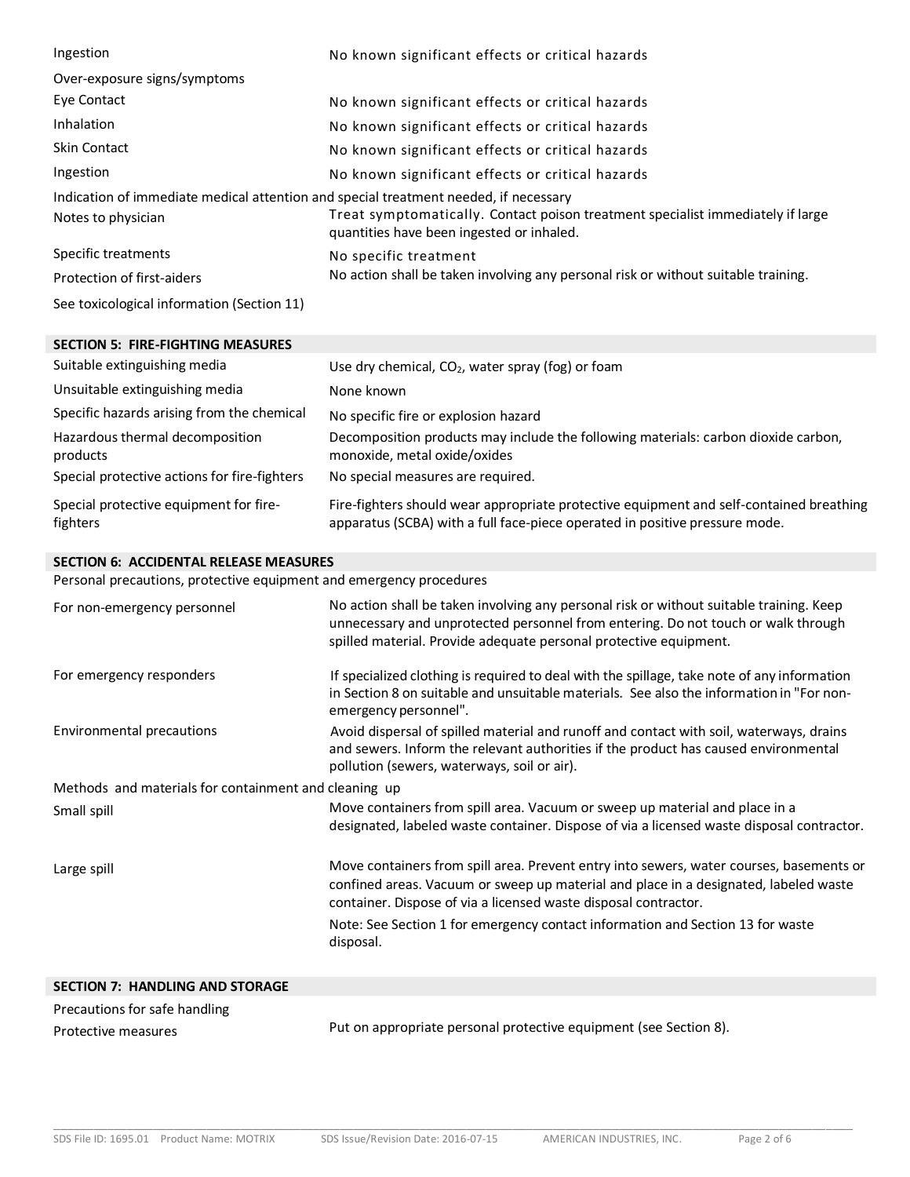| | |
|---|---|
| Ingestion | No known significant effects or critical hazards |
| Over-exposure signs/symptoms | |
| Eye Contact | No known significant effects or critical hazards |
| Inhalation | No known significant effects or critical hazards |
| Skin Contact | No known significant effects or critical hazards |
| Ingestion | No known significant effects or critical hazards |

Indication of immediate medical attention and special treatment needed, if necessary

| | |
|---|---|
| Notes to physician | Treat symptomatically. Contact poison treatment specialist immediately if large quantities have been ingested or inhaled. |
| Specific treatments | No specific treatment |
| Protection of first-aiders | No action shall be taken involving any personal risk or without suitable training. |

See toxicological information (Section 11)

## SECTION 5: FIRE-FIGHTING MEASURES

| | |
|---|---|
| Suitable extinguishing media | Use dry chemical, $CO_2$, water spray (fog) or foam |
| Unsuitable extinguishing media | None known |
| Specific hazards arising from the chemical | No specific fire or explosion hazard |
| Hazardous thermal decomposition products | Decomposition products may include the following materials: carbon dioxide carbon, monoxide, metal oxide/oxides |
| Special protective actions for fire-fighters | No special measures are required. |
| Special protective equipment for fire-fighters | Fire-fighters should wear appropriate protective equipment and self-contained breathing apparatus (SCBA) with a full face-piece operated in positive pressure mode. |

## SECTION 6: ACCIDENTAL RELEASE MEASURES

Personal precautions, protective equipment and emergency procedures

| | |
|---|---|
| For non-emergency personnel | No action shall be taken involving any personal risk or without suitable training. Keep unnecessary and unprotected personnel from entering. Do not touch or walk through spilled material. Provide adequate personal protective equipment. |
| For emergency responders | If specialized clothing is required to deal with the spillage, take note of any information in Section 8 on suitable and unsuitable materials. See also the information in "For non-emergency personnel". |
| Environmental precautions | Avoid dispersal of spilled material and runoff and contact with soil, waterways, drains and sewers. Inform the relevant authorities if the product has caused environmental pollution (sewers, waterways, soil or air). |

Methods and materials for containment and cleaning up

| | |
|---|---|
| Small spill | Move containers from spill area. Vacuum or sweep up material and place in a designated, labeled waste container. Dispose of via a licensed waste disposal contractor. |
| Large spill | Move containers from spill area. Prevent entry into sewers, water courses, basements or confined areas. Vacuum or sweep up material and place in a designated, labeled waste container. Dispose of via a licensed waste disposal contractor.<br>Note: See Section 1 for emergency contact information and Section 13 for waste disposal. |

## SECTION 7: HANDLING AND STORAGE

Precautions for safe handling

| | |
|---|---|
| Protective measures | Put on appropriate personal protective equipment (see Section 8). |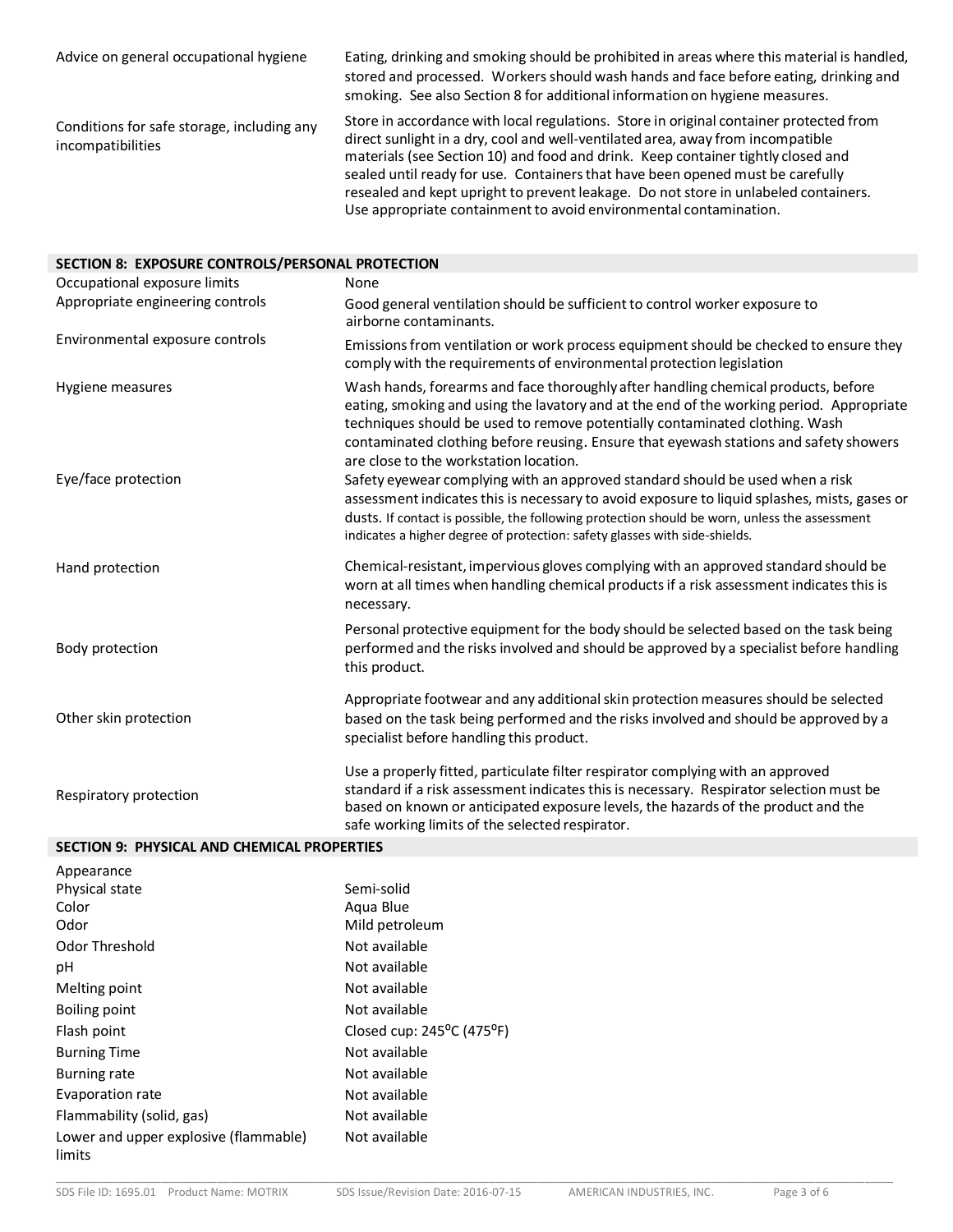| | |
|---|---|
| Advice on general occupational hygiene | Eating, drinking and smoking should be prohibited in areas where this material is handled, stored and processed. Workers should wash hands and face before eating, drinking and smoking. See also Section 8 for additional information on hygiene measures. |
| Conditions for safe storage, including any incompatibilities | Store in accordance with local regulations. Store in original container protected from direct sunlight in a dry, cool and well-ventilated area, away from incompatible materials (see Section 10) and food and drink. Keep container tightly closed and sealed until ready for use. Containers that have been opened must be carefully resealed and kept upright to prevent leakage. Do not store in unlabeled containers. Use appropriate containment to avoid environmental contamination. |

## SECTION 8: EXPOSURE CONTROLS/PERSONAL PROTECTION

| | |
|---|---|
| Occupational exposure limits | None |
| Appropriate engineering controls | Good general ventilation should be sufficient to control worker exposure to airborne contaminants. |
| Environmental exposure controls | Emissions from ventilation or work process equipment should be checked to ensure they comply with the requirements of environmental protection legislation |
| Hygiene measures | Wash hands, forearms and face thoroughly after handling chemical products, before eating, smoking and using the lavatory and at the end of the working period. Appropriate techniques should be used to remove potentially contaminated clothing. Wash contaminated clothing before reusing. Ensure that eyewash stations and safety showers are close to the workstation location. |
| Eye/face protection | Safety eyewear complying with an approved standard should be used when a risk assessment indicates this is necessary to avoid exposure to liquid splashes, mists, gases or dusts. If contact is possible, the following protection should be worn, unless the assessment indicates a higher degree of protection: safety glasses with side-shields. |
| Hand protection | Chemical-resistant, impervious gloves complying with an approved standard should be worn at all times when handling chemical products if a risk assessment indicates this is necessary. |
| Body protection | Personal protective equipment for the body should be selected based on the task being performed and the risks involved and should be approved by a specialist before handling this product. |
| Other skin protection | Appropriate footwear and any additional skin protection measures should be selected based on the task being performed and the risks involved and should be approved by a specialist before handling this product. |
| Respiratory protection | Use a properly fitted, particulate filter respirator complying with an approved standard if a risk assessment indicates this is necessary. Respirator selection must be based on known or anticipated exposure levels, the hazards of the product and the safe working limits of the selected respirator. |

## SECTION 9: PHYSICAL AND CHEMICAL PROPERTIES

| | |
|---|---|
| Appearance | |
| Physical state | Semi-solid |
| Color | Aqua Blue |
| Odor | Mild petroleum |
| Odor Threshold | Not available |
| pH | Not available |
| Melting point | Not available |
| Boiling point | Not available |
| Flash point | Closed cup: 245°C (475°F) |
| Burning Time | Not available |
| Burning rate | Not available |
| Evaporation rate | Not available |
| Flammability (solid, gas) | Not available |
| Lower and upper explosive (flammable) limits | Not available |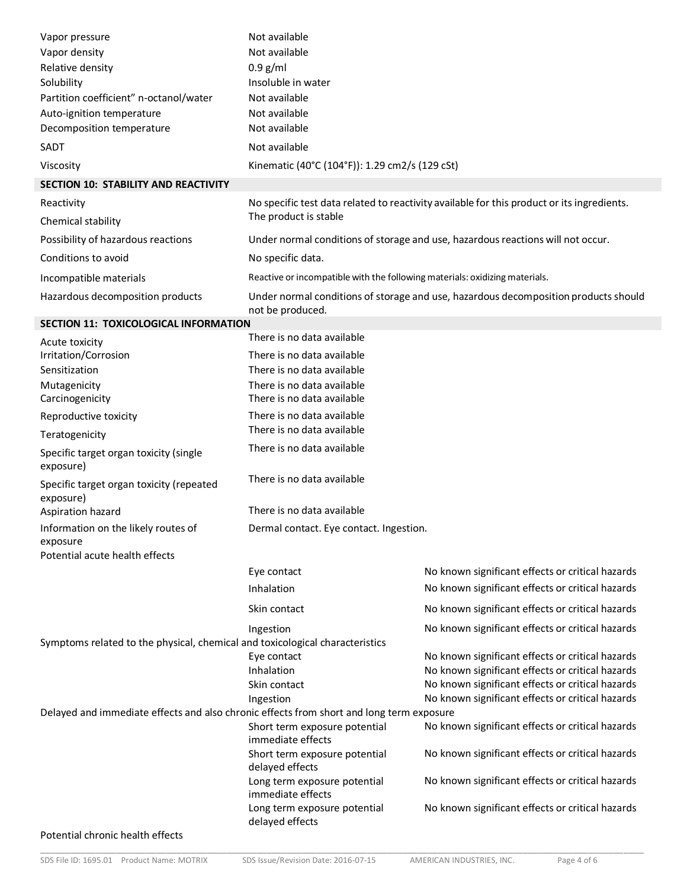| | |
|---|---|
| Vapor pressure | Not available |
| Vapor density | Not available |
| Relative density | 0.9 g/ml |
| Solubility | Insoluble in water |
| Partition coefficient” n-octanol/water | Not available |
| Auto-ignition temperature | Not available |
| Decomposition temperature | Not available |
| SADT | Not available |
| Viscosity | Kinematic (40°C (104°F)): 1.29 cm2/s (129 cSt) |

## SECTION 10: STABILITY AND REACTIVITY

| | |
|---|---|
| Reactivity | No specific test data related to reactivity available for this product or its ingredients. |
| Chemical stability | The product is stable |
| Possibility of hazardous reactions | Under normal conditions of storage and use, hazardous reactions will not occur. |
| Conditions to avoid | No specific data. |
| Incompatible materials | Reactive or incompatible with the following materials: oxidizing materials. |
| Hazardous decomposition products | Under normal conditions of storage and use, hazardous decomposition products should not be produced. |

## SECTION 11: TOXICOLOGICAL INFORMATION

| | |
|---|---|
| Acute toxicity | There is no data available |
| Irritation/Corrosion | There is no data available |
| Sensitization | There is no data available |
| Mutagenicity | There is no data available |
| Carcinogenicity | There is no data available |
| Reproductive toxicity | There is no data available |
| Teratogenicity | There is no data available |
| Specific target organ toxicity (single exposure) | There is no data available |
| Specific target organ toxicity (repeated exposure) | There is no data available |
| Aspiration hazard | There is no data available |
| Information on the likely routes of exposure | Dermal contact. Eye contact. Ingestion. |

Potential acute health effects

| | |
|---|---|
| Eye contact | No known significant effects or critical hazards |
| Inhalation | No known significant effects or critical hazards |
| Skin contact | No known significant effects or critical hazards |
| Ingestion | No known significant effects or critical hazards |

Symptoms related to the physical, chemical and toxicological characteristics

| | |
|---|---|
| Eye contact | No known significant effects or critical hazards |
| Inhalation | No known significant effects or critical hazards |
| Skin contact | No known significant effects or critical hazards |
| Ingestion | No known significant effects or critical hazards |

Delayed and immediate effects and also chronic effects from short and long term exposure

| | |
|---|---|
| Short term exposure potential immediate effects | No known significant effects or critical hazards |
| Short term exposure potential delayed effects | No known significant effects or critical hazards |
| Long term exposure potential immediate effects | No known significant effects or critical hazards |
| Long term exposure potential delayed effects | No known significant effects or critical hazards |

Potential chronic health effects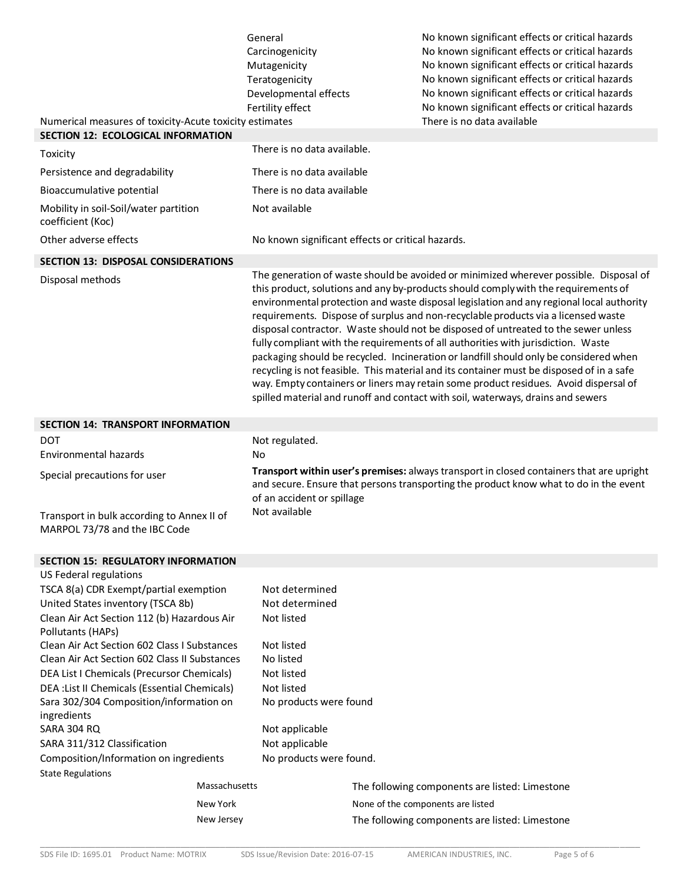| | |
|---|---|
| General | No known significant effects or critical hazards |
| Carcinogenicity | No known significant effects or critical hazards |
| Mutagenicity | No known significant effects or critical hazards |
| Teratogenicity | No known significant effects or critical hazards |
| Developmental effects | No known significant effects or critical hazards |
| Fertility effect | No known significant effects or critical hazards |
| Numerical measures of toxicity-Acute toxicity estimates | There is no data available |

## SECTION 12: ECOLOGICAL INFORMATION

| | |
|---|---|
| Toxicity | There is no data available. |
| Persistence and degradability | There is no data available |
| Bioaccumulative potential | There is no data available |
| Mobility in soil-Soil/water partition coefficient (Koc) | Not available |
| Other adverse effects | No known significant effects or critical hazards. |

## SECTION 13: DISPOSAL CONSIDERATIONS

| | |
|---|---|
| Disposal methods | The generation of waste should be avoided or minimized wherever possible. Disposal of this product, solutions and any by-products should comply with the requirements of environmental protection and waste disposal legislation and any regional local authority requirements. Dispose of surplus and non-recyclable products via a licensed waste disposal contractor. Waste should not be disposed of untreated to the sewer unless fully compliant with the requirements of all authorities with jurisdiction. Waste packaging should be recycled. Incineration or landfill should only be considered when recycling is not feasible. This material and its container must be disposed of in a safe way. Empty containers or liners may retain some product residues. Avoid dispersal of spilled material and runoff and contact with soil, waterways, drains and sewers |

## SECTION 14: TRANSPORT INFORMATION

| | |
|---|---|
| DOT | Not regulated. |
| Environmental hazards | No |
| Special precautions for user | **Transport within user's premises:** always transport in closed containers that are upright and secure. Ensure that persons transporting the product know what to do in the event of an accident or spillage |
| Transport in bulk according to Annex II of MARPOL 73/78 and the IBC Code | Not available |

## SECTION 15: REGULATORY INFORMATION

US Federal regulations

| | |
|---|---|
| TSCA 8(a) CDR Exempt/partial exemption | Not determined |
| United States inventory (TSCA 8b) | Not determined |
| Clean Air Act Section 112 (b) Hazardous Air Pollutants (HAPs) | Not listed |
| Clean Air Act Section 602 Class I Substances | Not listed |
| Clean Air Act Section 602 Class II Substances | No listed |
| DEA List I Chemicals (Precursor Chemicals) | Not listed |
| DEA :List II Chemicals (Essential Chemicals) | Not listed |
| Sara 302/304 Composition/information on ingredients | No products were found |
| SARA 304 RQ | Not applicable |
| SARA 311/312 Classification | Not applicable |
| Composition/Information on ingredients | No products were found. |

State Regulations

| | |
|---|---|
| Massachusetts | The following components are listed: Limestone |
| New York | None of the components are listed |
| New Jersey | The following components are listed: Limestone |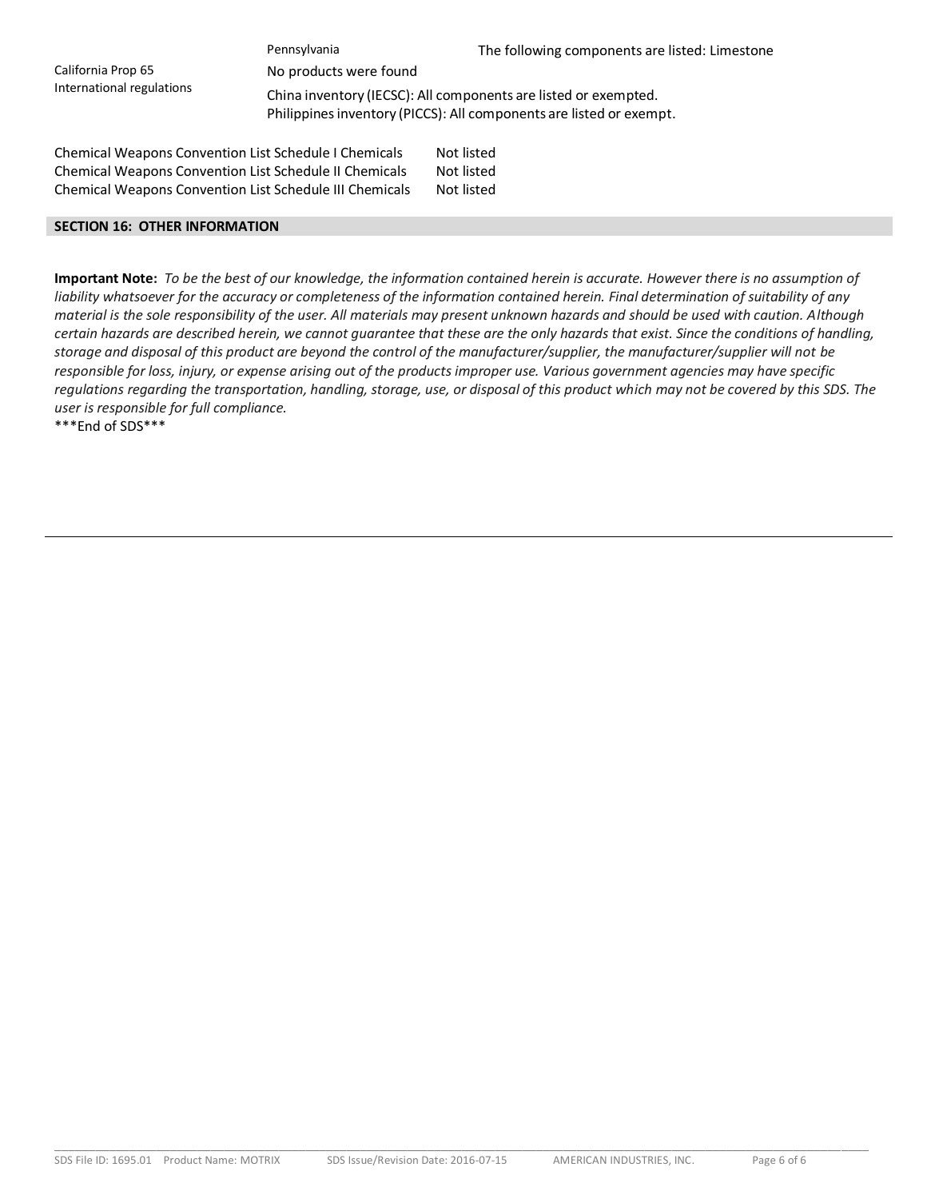| | | |
|---|---|---|
| | Pennsylvania | The following components are listed: Limestone |
| California Prop 65 | No products were found | |
| International regulations | China inventory (IECSC): All components are listed or exempted. Philippines inventory (PICCS): All components are listed or exempt. | |

| | |
|---|---|
| Chemical Weapons Convention List Schedule I Chemicals | Not listed |
| Chemical Weapons Convention List Schedule II Chemicals | Not listed |
| Chemical Weapons Convention List Schedule III Chemicals | Not listed |

## SECTION 16: OTHER INFORMATION

**Important Note:** *To be the best of our knowledge, the information contained herein is accurate. However there is no assumption of liability whatsoever for the accuracy or completeness of the information contained herein. Final determination of suitability of any material is the sole responsibility of the user. All materials may present unknown hazards and should be used with caution. Although certain hazards are described herein, we cannot guarantee that these are the only hazards that exist. Since the conditions of handling, storage and disposal of this product are beyond the control of the manufacturer/supplier, the manufacturer/supplier will not be responsible for loss, injury, or expense arising out of the products improper use. Various government agencies may have specific regulations regarding the transportation, handling, storage, use, or disposal of this product which may not be covered by this SDS. The user is responsible for full compliance.*

***End of SDS***